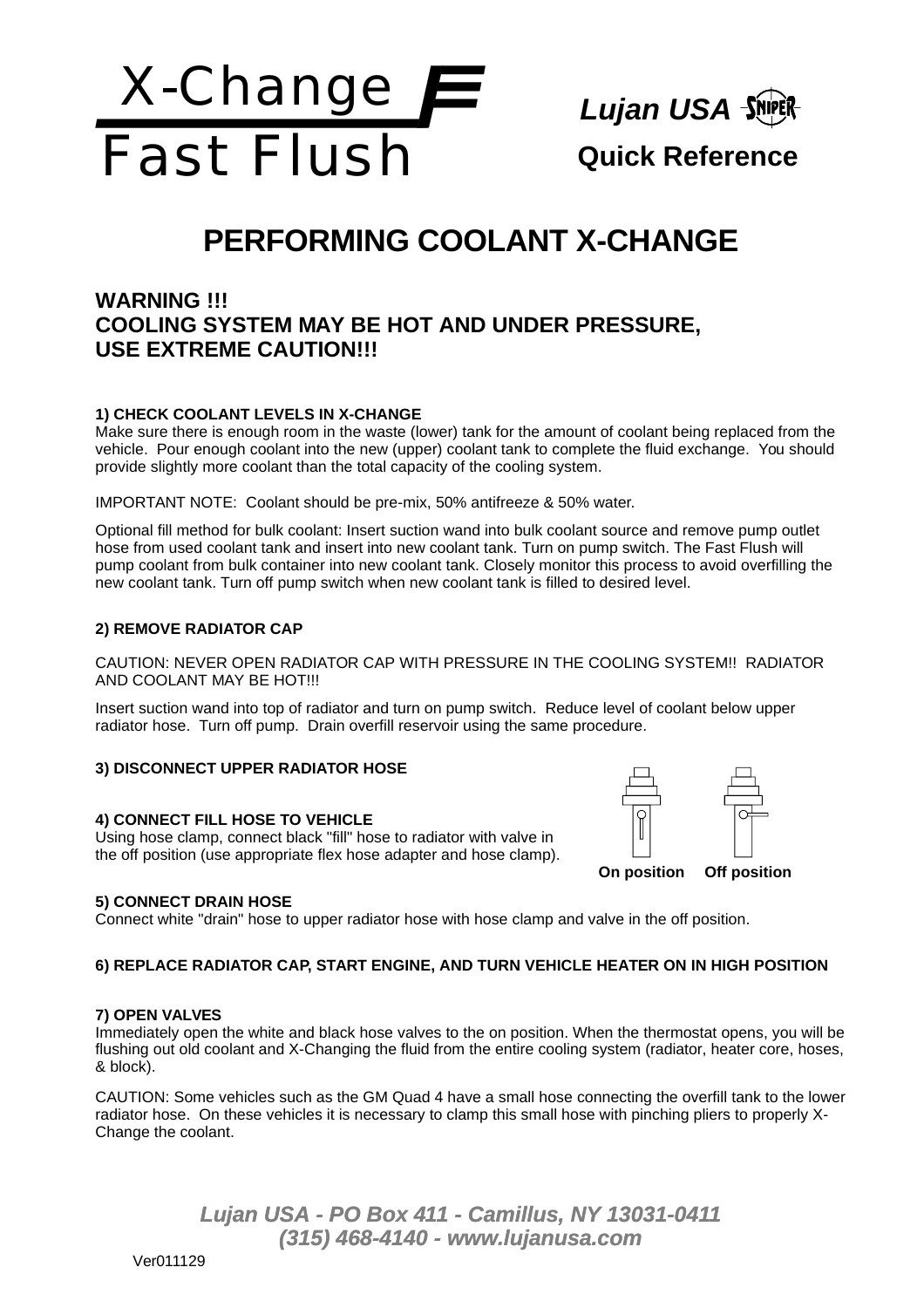# X-Change Fast Flush

**Lujan USA**

**Quick Reference**

## PERFORMING COOLANT X-CHANGE

### WARNING !!!
### COOLING SYSTEM MAY BE HOT AND UNDER PRESSURE, USE EXTREME CAUTION!!!

**1) CHECK COOLANT LEVELS IN X-CHANGE**

Make sure there is enough room in the waste (lower) tank for the amount of coolant being replaced from the vehicle. Pour enough coolant into the new (upper) coolant tank to complete the fluid exchange. You should provide slightly more coolant than the total capacity of the cooling system.

IMPORTANT NOTE: Coolant should be pre-mix, 50% antifreeze & 50% water.

Optional fill method for bulk coolant: Insert suction wand into bulk coolant source and remove pump outlet hose from used coolant tank and insert into new coolant tank. Turn on pump switch. The Fast Flush will pump coolant from bulk container into new coolant tank. Closely monitor this process to avoid overfilling the new coolant tank. Turn off pump switch when new coolant tank is filled to desired level.

**2) REMOVE RADIATOR CAP**

CAUTION: NEVER OPEN RADIATOR CAP WITH PRESSURE IN THE COOLING SYSTEM!! RADIATOR AND COOLANT MAY BE HOT!!!

Insert suction wand into top of radiator and turn on pump switch. Reduce level of coolant below upper radiator hose. Turn off pump. Drain overfill reservoir using the same procedure.

**3) DISCONNECT UPPER RADIATOR HOSE**

**4) CONNECT FILL HOSE TO VEHICLE**

Using hose clamp, connect black "fill" hose to radiator with valve in the off position (use appropriate flex hose adapter and hose clamp).

**On position** **Off position**

**5) CONNECT DRAIN HOSE**

Connect white "drain" hose to upper radiator hose with hose clamp and valve in the off position.

**6) REPLACE RADIATOR CAP, START ENGINE, AND TURN VEHICLE HEATER ON IN HIGH POSITION**

**7) OPEN VALVES**

Immediately open the white and black hose valves to the on position. When the thermostat opens, you will be flushing out old coolant and X-Changing the fluid from the entire cooling system (radiator, heater core, hoses, & block).

CAUTION: Some vehicles such as the GM Quad 4 have a small hose connecting the overfill tank to the lower radiator hose. On these vehicles it is necessary to clamp this small hose with pinching pliers to properly X-Change the coolant.

*Lujan USA - PO Box 411 - Camillus, NY 13031-0411*
*(315) 468-4140 - www.lujanusa.com*

Ver011129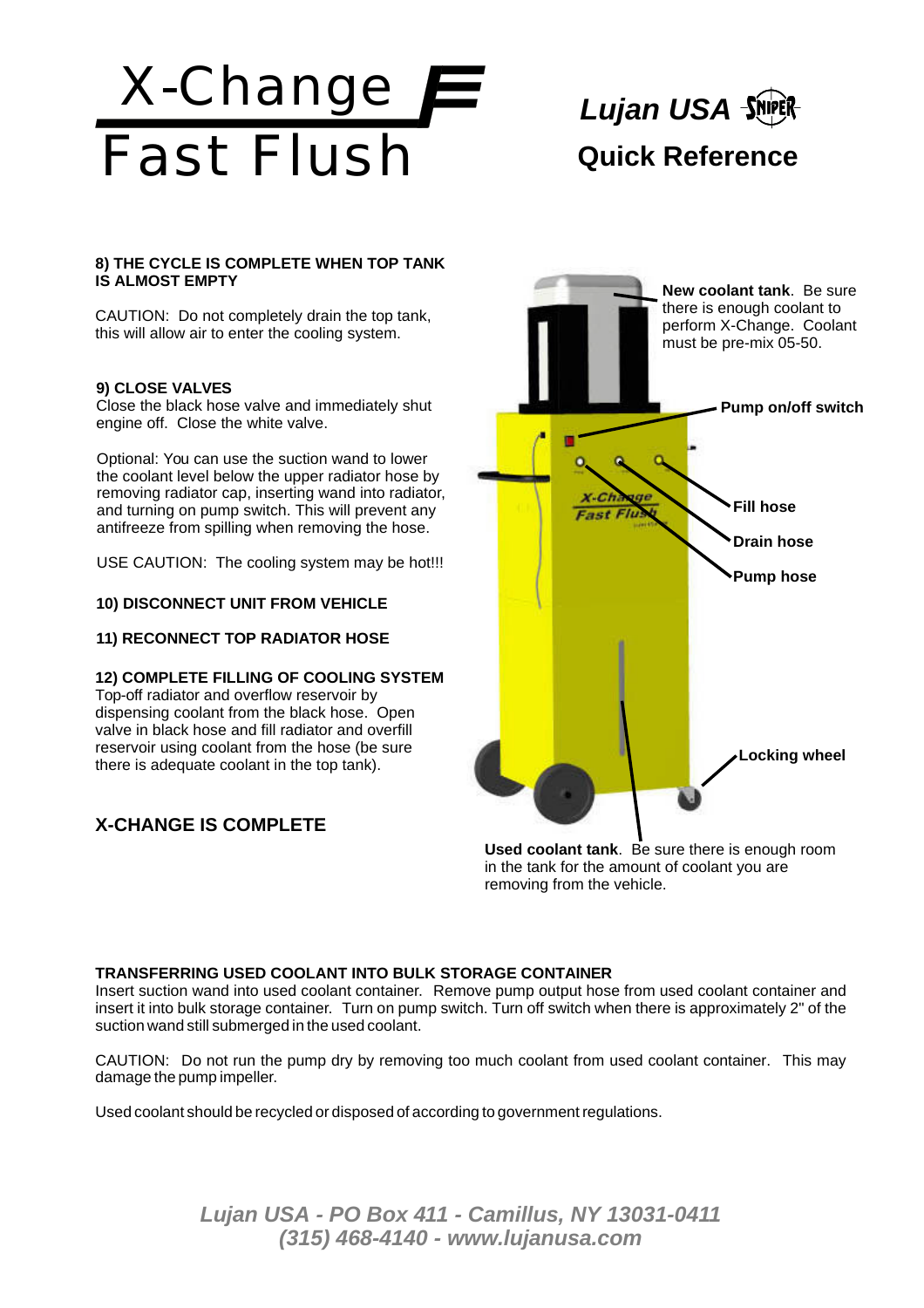# X-Change Fast Flush

## Lujan USA

## Quick Reference

**8) THE CYCLE IS COMPLETE WHEN TOP TANK IS ALMOST EMPTY**

CAUTION: Do not completely drain the top tank, this will allow air to enter the cooling system.

**9) CLOSE VALVES**

Close the black hose valve and immediately shut engine off. Close the white valve.

Optional: You can use the suction wand to lower the coolant level below the upper radiator hose by removing radiator cap, inserting wand into radiator, and turning on pump switch. This will prevent any antifreeze from spilling when removing the hose.

USE CAUTION: The cooling system may be hot!!!

**10) DISCONNECT UNIT FROM VEHICLE**

**11) RECONNECT TOP RADIATOR HOSE**

**12) COMPLETE FILLING OF COOLING SYSTEM**

Top-off radiator and overflow reservoir by dispensing coolant from the black hose. Open valve in black hose and fill radiator and overfill reservoir using coolant from the hose (be sure there is adequate coolant in the top tank).

## X-CHANGE IS COMPLETE

**New coolant tank**. Be sure there is enough coolant to perform X-Change. Coolant must be pre-mix 05-50.

**Pump on/off switch**

**Fill hose**

**Drain hose**

**Pump hose**

**Locking wheel**

**Used coolant tank**. Be sure there is enough room in the tank for the amount of coolant you are removing from the vehicle.

**TRANSFERRING USED COOLANT INTO BULK STORAGE CONTAINER**

Insert suction wand into used coolant container. Remove pump output hose from used coolant container and insert it into bulk storage container. Turn on pump switch. Turn off switch when there is approximately 2" of the suction wand still submerged in the used coolant.

CAUTION: Do not run the pump dry by removing too much coolant from used coolant container. This may damage the pump impeller.

Used coolant should be recycled or disposed of according to government regulations.

*Lujan USA - PO Box 411 - Camillus, NY 13031-0411*
*(315) 468-4140 - www.lujanusa.com*